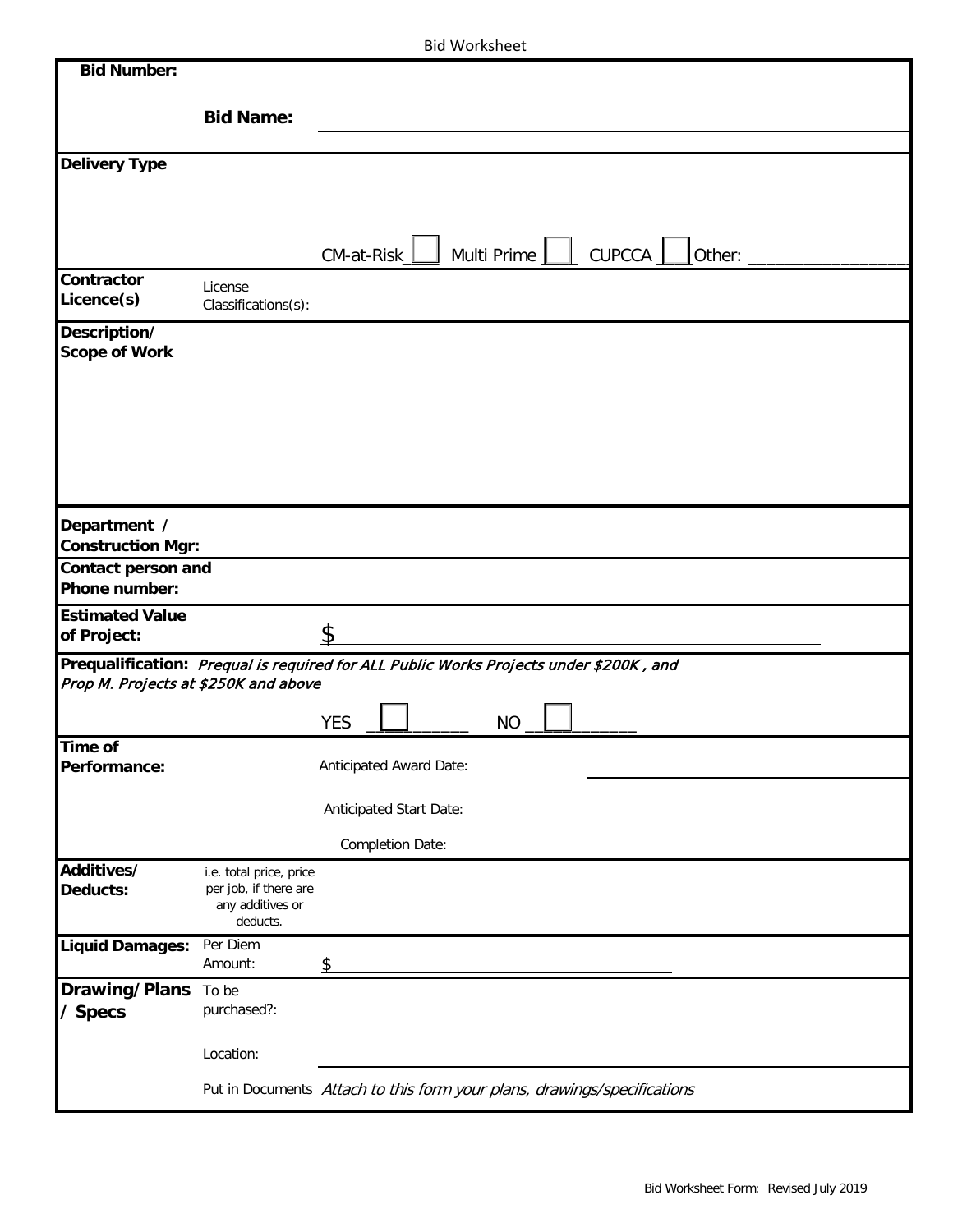# Bid Worksheet

**Bid Number:**

**Bid Name:** ______________________________

**Delivery Type**

CM-at-Risk ☐ Multi Prime ☐ CUPCCA ☐ Other: ________________

**Contractor Licence(s)** — License Classifications(s):

**Description/ Scope of Work**

**Department / Construction Mgr:**

**Contact person and Phone number:**

**Estimated Value of Project:** $ ______________________________

**Prequalification:** *Prequal is required for ALL Public Works Projects under $200K , and Prop M. Projects at $250K and above*

YES ☐ NO ☐

**Time of Performance:**

Anticipated Award Date: ____________________

Anticipated Start Date: ____________________

Completion Date:

**Additives/ Deducts:** i.e. total price, price per job, if there are any additives or deducts.

**Liquid Damages:** Per Diem Amount: $ ______________________________

**Drawing/Plans / Specs**

To be purchased?: ____________________

Location: ____________________

Put in Documents *Attach to this form your plans, drawings/specifications*

Bid Worksheet Form: Revised July 2019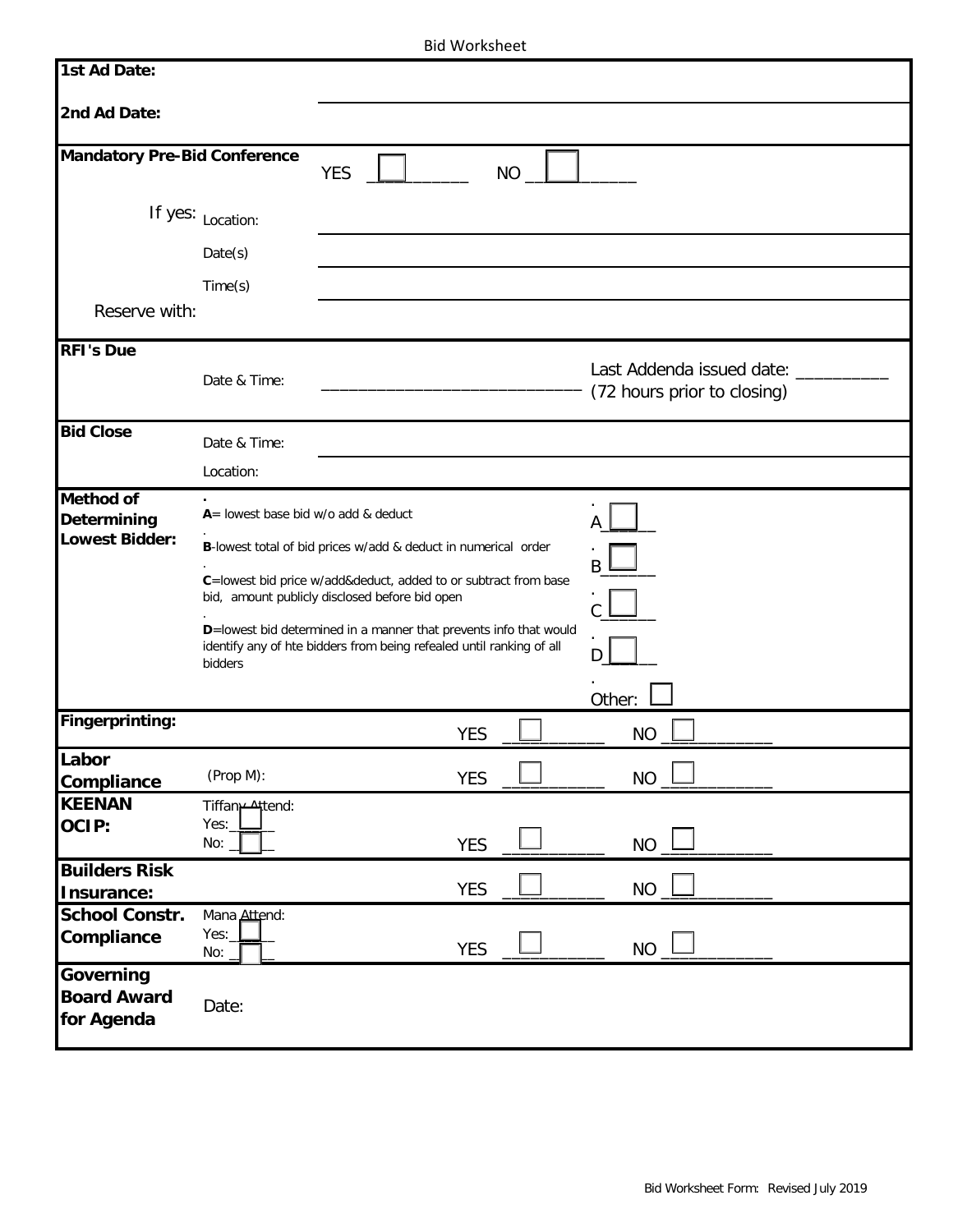Bid Worksheet

| | | | |
|---|---|---|---|
| **1st Ad Date:** | | | |
| **2nd Ad Date:** | | | |
| **Mandatory Pre-Bid Conference** | YES ☐ | NO ☐ | |
| If yes: | Location: | | |
| | Date(s) | | |
| | Time(s) | | |
| Reserve with: | | | |
| **RFI's Due** | Date & Time: | ______________________________ | Last Addenda issued date: __________ (72 hours prior to closing) |
| **Bid Close** | Date & Time: | | |
| | Location: | | |
| **Method of Determining Lowest Bidder:** | **A**= lowest base bid w/o add & deduct | | A ☐ |
| | **B**-lowest total of bid prices w/add & deduct in numerical order | | B ☐ |
| | **C**=lowest bid price w/add&deduct, added to or subtract from base bid, amount publicly disclosed before bid open | | C ☐ |
| | **D**=lowest bid determined in a manner that prevents info that would identify any of hte bidders from being refealed until ranking of all bidders | | D ☐ |
| | | | Other: ☐ |
| **Fingerprinting:** | | YES ☐ | NO ☐ |
| **Labor Compliance** | (Prop M): | YES ☐ | NO ☐ |
| **KEENAN OCIP:** | Tiffany Attend: Yes: ☐ No: ☐ | YES ☐ | NO ☐ |
| **Builders Risk Insurance:** | | YES ☐ | NO ☐ |
| **School Constr. Compliance** | Mana Attend: Yes: ☐ No: ☐ | YES ☐ | NO ☐ |
| **Governing Board Award for Agenda** | Date: | | |

Bid Worksheet Form: Revised July 2019